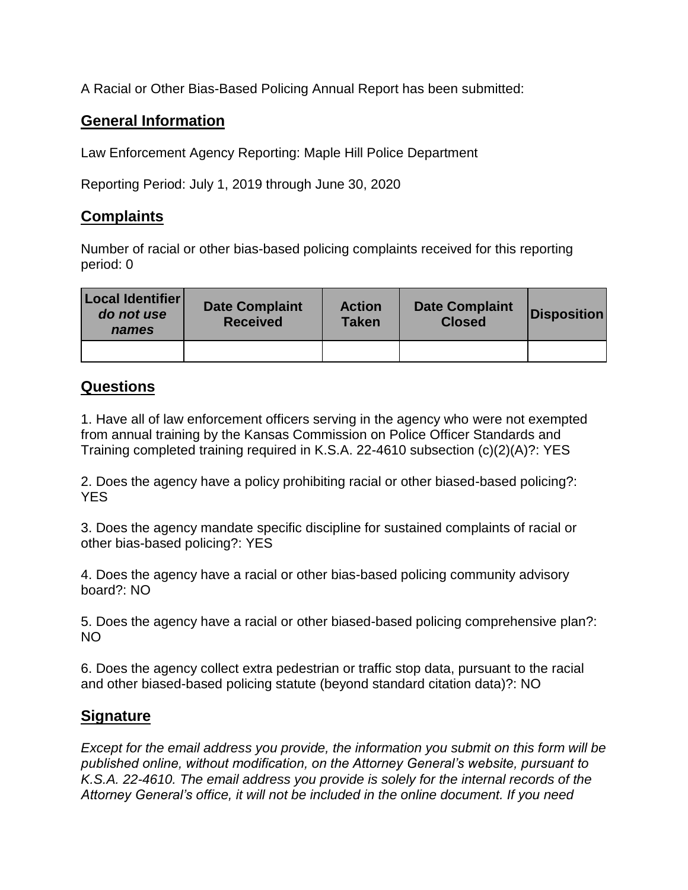A Racial or Other Bias-Based Policing Annual Report has been submitted:

## General Information

Law Enforcement Agency Reporting: Maple Hill Police Department

Reporting Period: July 1, 2019 through June 30, 2020

## Complaints

Number of racial or other bias-based policing complaints received for this reporting period: 0

| Local Identifier *do not use names* | Date Complaint Received | Action Taken | Date Complaint Closed | Disposition |
|---|---|---|---|---|
| | | | | |

## Questions

1. Have all of law enforcement officers serving in the agency who were not exempted from annual training by the Kansas Commission on Police Officer Standards and Training completed training required in K.S.A. 22-4610 subsection (c)(2)(A)?: YES

2. Does the agency have a policy prohibiting racial or other biased-based policing?: YES

3. Does the agency mandate specific discipline for sustained complaints of racial or other bias-based policing?: YES

4. Does the agency have a racial or other bias-based policing community advisory board?: NO

5. Does the agency have a racial or other biased-based policing comprehensive plan?: NO

6. Does the agency collect extra pedestrian or traffic stop data, pursuant to the racial and other biased-based policing statute (beyond standard citation data)?: NO

## Signature

*Except for the email address you provide, the information you submit on this form will be published online, without modification, on the Attorney General's website, pursuant to K.S.A. 22-4610. The email address you provide is solely for the internal records of the Attorney General's office, it will not be included in the online document. If you need*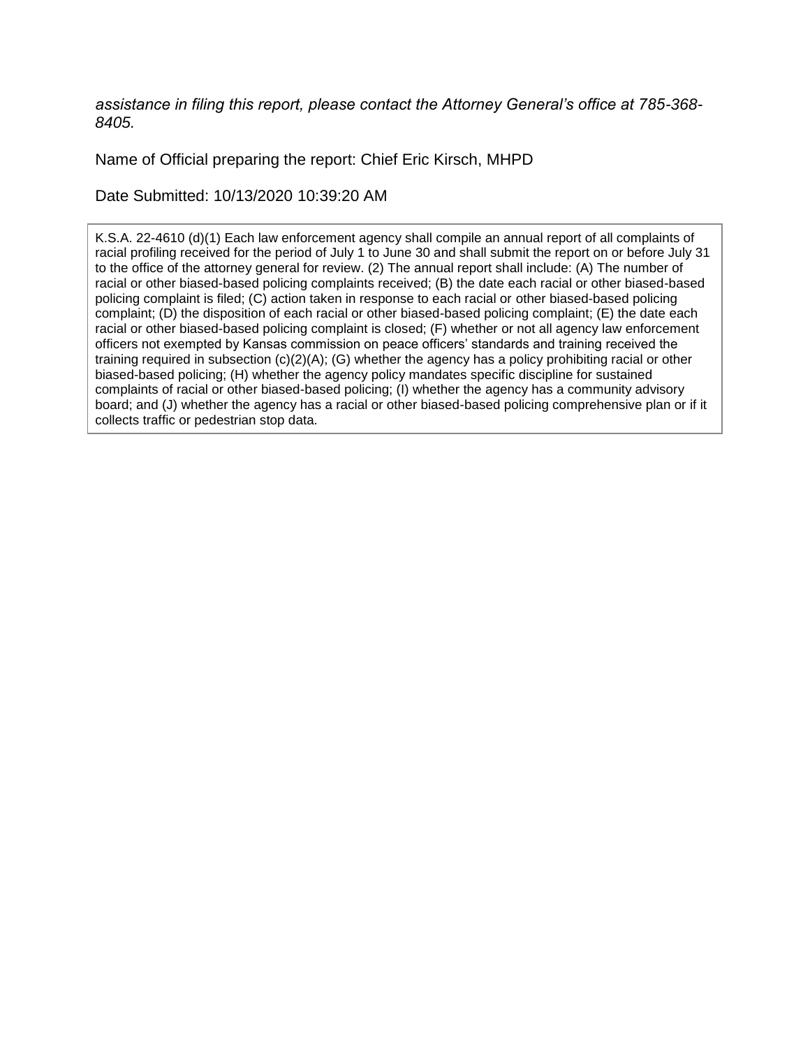*assistance in filing this report, please contact the Attorney General's office at 785-368-8405.*

Name of Official preparing the report: Chief Eric Kirsch, MHPD

Date Submitted: 10/13/2020 10:39:20 AM

K.S.A. 22-4610 (d)(1) Each law enforcement agency shall compile an annual report of all complaints of racial profiling received for the period of July 1 to June 30 and shall submit the report on or before July 31 to the office of the attorney general for review. (2) The annual report shall include: (A) The number of racial or other biased-based policing complaints received; (B) the date each racial or other biased-based policing complaint is filed; (C) action taken in response to each racial or other biased-based policing complaint; (D) the disposition of each racial or other biased-based policing complaint; (E) the date each racial or other biased-based policing complaint is closed; (F) whether or not all agency law enforcement officers not exempted by Kansas commission on peace officers' standards and training received the training required in subsection (c)(2)(A); (G) whether the agency has a policy prohibiting racial or other biased-based policing; (H) whether the agency policy mandates specific discipline for sustained complaints of racial or other biased-based policing; (I) whether the agency has a community advisory board; and (J) whether the agency has a racial or other biased-based policing comprehensive plan or if it collects traffic or pedestrian stop data.